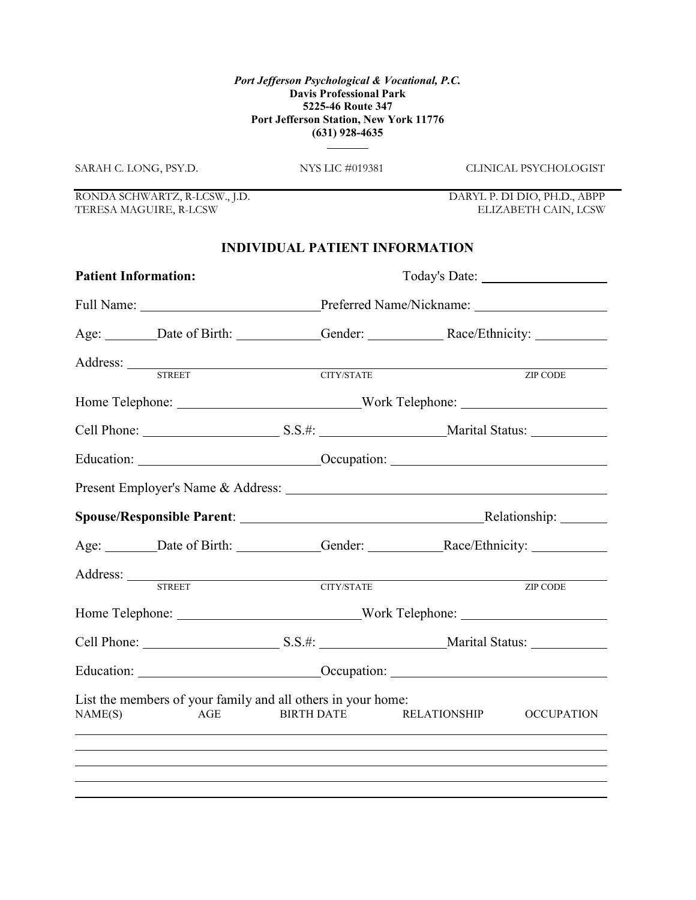*Port Jefferson Psychological & Vocational, P.C.*
**Davis Professional Park**
**5225-46 Route 347**
**Port Jefferson Station, New York 11776**
**(631) 928-4635**

SARAH C. LONG, PSY.D. NYS LIC #019381 CLINICAL PSYCHOLOGIST

RONDA SCHWARTZ, R-LCSW., J.D.
TERESA MAGUIRE, R-LCSW

DARYL P. DI DIO, PH.D., ABPP
ELIZABETH CAIN, LCSW

## INDIVIDUAL PATIENT INFORMATION

**Patient Information:** Today's Date: ____________________

Full Name: ______________________________ Preferred Name/Nickname: ______________________

Age: ________ Date of Birth: ______________ Gender: ____________ Race/Ethnicity: ____________

Address: ______________________________________________________________________
STREET CITY/STATE ZIP CODE

Home Telephone: ______________________________ Work Telephone: ________________________

Cell Phone: ______________________ S.S.#: ____________________ Marital Status: ____________

Education: ______________________________ Occupation: __________________________________

Present Employer's Name & Address: ______________________________________________________

**Spouse/Responsible Parent**: ________________________________________ Relationship: ________

Age: ________ Date of Birth: ______________ Gender: ____________ Race/Ethnicity: ____________

Address: ______________________________________________________________________
STREET CITY/STATE ZIP CODE

Home Telephone: ______________________________ Work Telephone: ________________________

Cell Phone: ______________________ S.S.#: ____________________ Marital Status: ____________

Education: ______________________________ Occupation: __________________________________

List the members of your family and all others in your home:

| NAME(S) | AGE | BIRTH DATE | RELATIONSHIP | OCCUPATION |
|---|---|---|---|---|
| | | | | |
| | | | | |
| | | | | |
| | | | | |
| | | | | |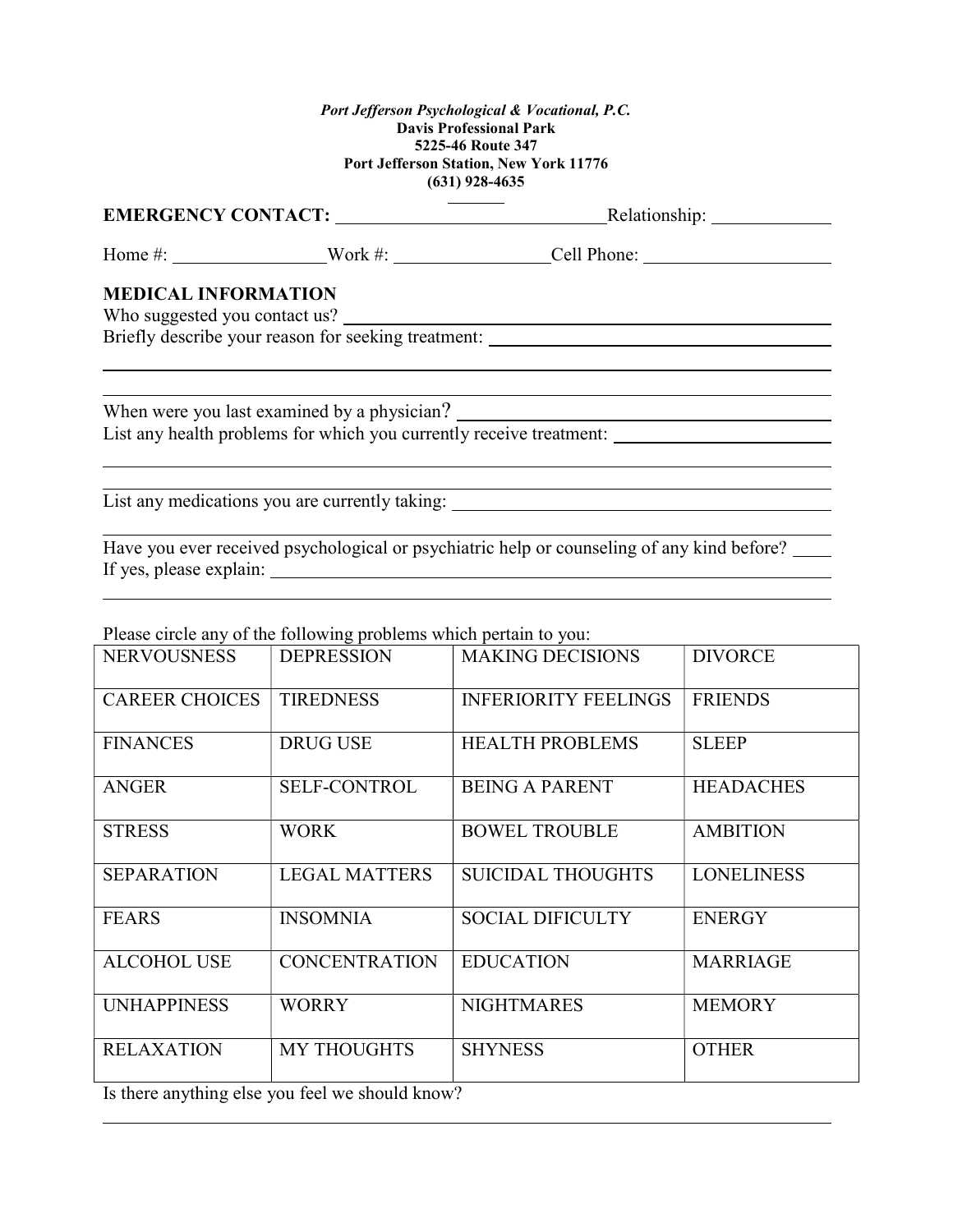*Port Jefferson Psychological & Vocational, P.C.*
**Davis Professional Park**
**5225-46 Route 347**
**Port Jefferson Station, New York 11776**
**(631) 928-4635**

**EMERGENCY CONTACT:** ______________________________ Relationship: ____________

Home #: ________________ Work #: ________________ Cell Phone: ____________________

**MEDICAL INFORMATION**

Who suggested you contact us? ______________________________________________________

Briefly describe your reason for seeking treatment: ________________________________________

_______________________________________________________________________________

_______________________________________________________________________________

When were you last examined by a physician? ____________________________________________

List any health problems for which you currently receive treatment: ______________________

_______________________________________________________________________________

_______________________________________________________________________________

List any medications you are currently taking: ___________________________________________

_______________________________________________________________________________

Have you ever received psychological or psychiatric help or counseling of any kind before? ____

If yes, please explain: _______________________________________________________________

_______________________________________________________________________________

Please circle any of the following problems which pertain to you:

| | | | |
|---|---|---|---|
| NERVOUSNESS | DEPRESSION | MAKING DECISIONS | DIVORCE |
| CAREER CHOICES | TIREDNESS | INFERIORITY FEELINGS | FRIENDS |
| FINANCES | DRUG USE | HEALTH PROBLEMS | SLEEP |
| ANGER | SELF-CONTROL | BEING A PARENT | HEADACHES |
| STRESS | WORK | BOWEL TROUBLE | AMBITION |
| SEPARATION | LEGAL MATTERS | SUICIDAL THOUGHTS | LONELINESS |
| FEARS | INSOMNIA | SOCIAL DIFICULTY | ENERGY |
| ALCOHOL USE | CONCENTRATION | EDUCATION | MARRIAGE |
| UNHAPPINESS | WORRY | NIGHTMARES | MEMORY |
| RELAXATION | MY THOUGHTS | SHYNESS | OTHER |

Is there anything else you feel we should know?

_______________________________________________________________________________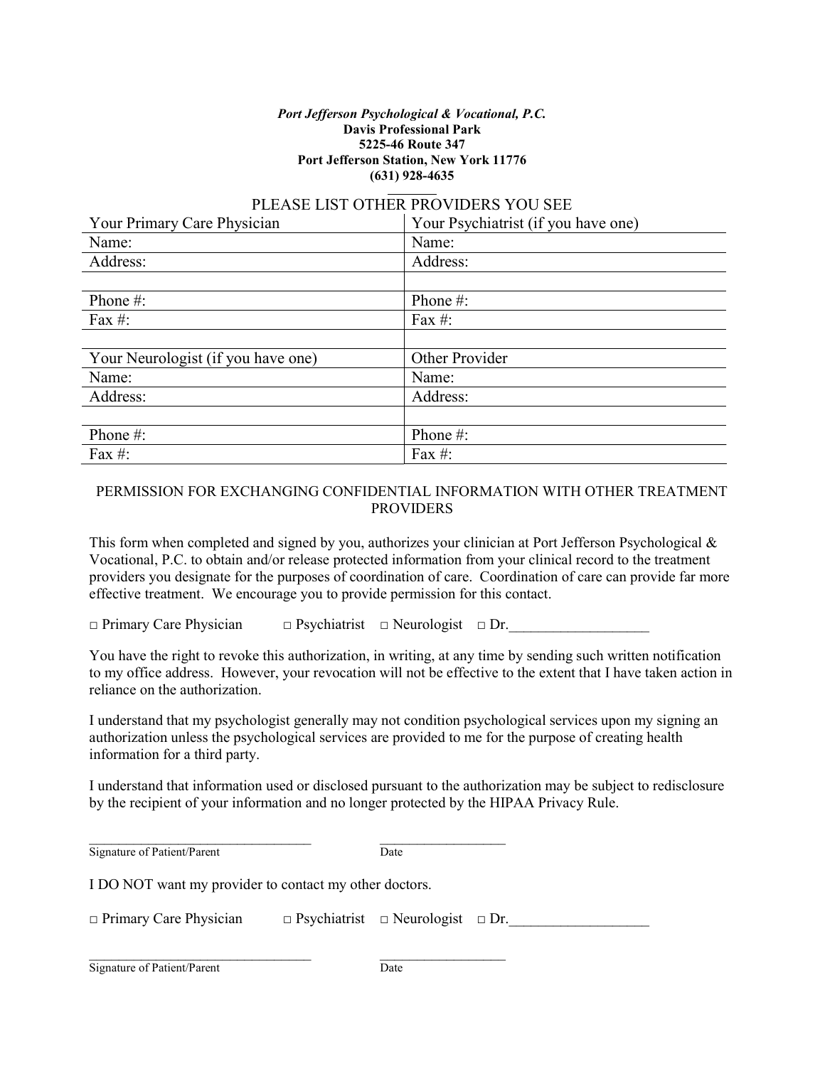*Port Jefferson Psychological & Vocational, P.C.*
**Davis Professional Park**
**5225-46 Route 347**
**Port Jefferson Station, New York 11776**
**(631) 928-4635**

## PLEASE LIST OTHER PROVIDERS YOU SEE

| Your Primary Care Physician | Your Psychiatrist (if you have one) |
|---|---|
| Name: | Name: |
| Address: | Address: |
| | |
| Phone #: | Phone #: |
| Fax #: | Fax #: |
| | |
| Your Neurologist (if you have one) | Other Provider |
| Name: | Name: |
| Address: | Address: |
| | |
| Phone #: | Phone #: |
| Fax #: | Fax #: |

## PERMISSION FOR EXCHANGING CONFIDENTIAL INFORMATION WITH OTHER TREATMENT PROVIDERS

This form when completed and signed by you, authorizes your clinician at Port Jefferson Psychological & Vocational, P.C. to obtain and/or release protected information from your clinical record to the treatment providers you designate for the purposes of coordination of care. Coordination of care can provide far more effective treatment. We encourage you to provide permission for this contact.

□ Primary Care Physician □ Psychiatrist □ Neurologist □ Dr.___________________

You have the right to revoke this authorization, in writing, at any time by sending such written notification to my office address. However, your revocation will not be effective to the extent that I have taken action in reliance on the authorization.

I understand that my psychologist generally may not condition psychological services upon my signing an authorization unless the psychological services are provided to me for the purpose of creating health information for a third party.

I understand that information used or disclosed pursuant to the authorization may be subject to redisclosure by the recipient of your information and no longer protected by the HIPAA Privacy Rule.

_________________________________ __________________
Signature of Patient/Parent Date

I DO NOT want my provider to contact my other doctors.

□ Primary Care Physician □ Psychiatrist □ Neurologist □ Dr.___________________

_________________________________ __________________
Signature of Patient/Parent Date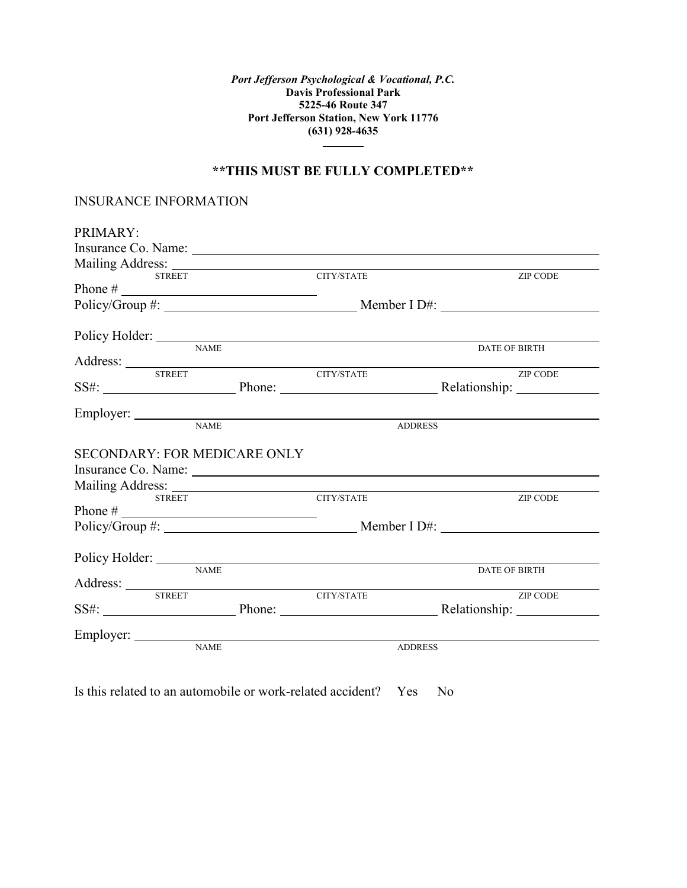***Port Jefferson Psychological & Vocational, P.C.***
**Davis Professional Park**
**5225-46 Route 347**
**Port Jefferson Station, New York 11776**
**(631) 928-4635**

## \*\*THIS MUST BE FULLY COMPLETED\*\*

INSURANCE INFORMATION

PRIMARY:

Insurance Co. Name: ______________________________________________

Mailing Address: ______________________________________________
STREET CITY/STATE ZIP CODE

Phone # ____________________

Policy/Group #: ____________________ Member I D#: ____________________

Policy Holder: ______________________________________________
NAME DATE OF BIRTH

Address: ______________________________________________
STREET CITY/STATE ZIP CODE

SS#: ______________ Phone: ______________ Relationship: ______________

Employer: ______________________________________________
NAME ADDRESS

SECONDARY: FOR MEDICARE ONLY

Insurance Co. Name: ______________________________________________

Mailing Address: ______________________________________________
STREET CITY/STATE ZIP CODE

Phone # ____________________

Policy/Group #: ____________________ Member I D#: ____________________

Policy Holder: ______________________________________________
NAME DATE OF BIRTH

Address: ______________________________________________
STREET CITY/STATE ZIP CODE

SS#: ______________ Phone: ______________ Relationship: ______________

Employer: ______________________________________________
NAME ADDRESS

Is this related to an automobile or work-related accident? Yes No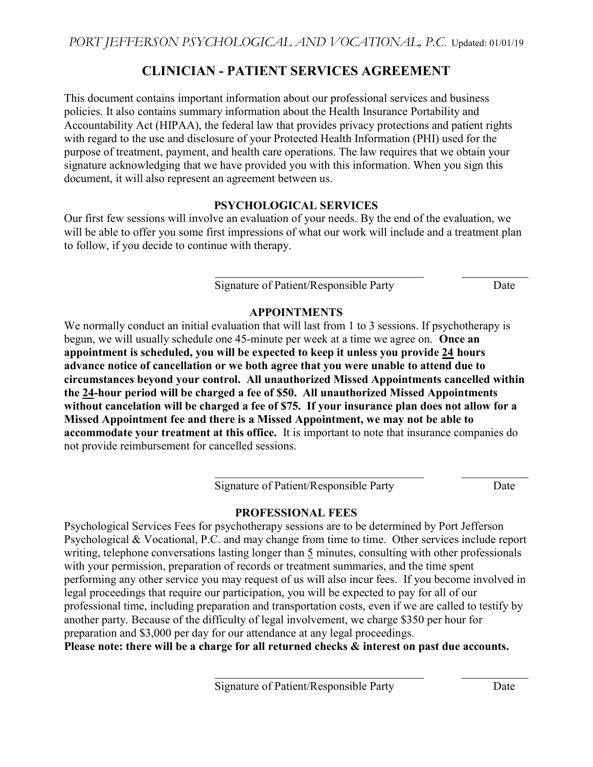*PORT JEFFERSON PSYCHOLOGICAL AND VOCATIONAL, P.C.* Updated: 01/01/19

# CLINICIAN - PATIENT SERVICES AGREEMENT

This document contains important information about our professional services and business policies. It also contains summary information about the Health Insurance Portability and Accountability Act (HIPAA), the federal law that provides privacy protections and patient rights with regard to the use and disclosure of your Protected Health Information (PHI) used for the purpose of treatment, payment, and health care operations. The law requires that we obtain your signature acknowledging that we have provided you with this information. When you sign this document, it will also represent an agreement between us.

## PSYCHOLOGICAL SERVICES

Our first few sessions will involve an evaluation of your needs. By the end of the evaluation, we will be able to offer you some first impressions of what our work will include and a treatment plan to follow, if you decide to continue with therapy.

\_\_\_\_\_\_\_\_\_\_\_\_\_\_\_\_\_\_\_\_\_\_\_\_\_\_\_\_\_\_\_\_\_ \_\_\_\_\_\_\_\_\_\_
Signature of Patient/Responsible Party Date

## APPOINTMENTS

We normally conduct an initial evaluation that will last from 1 to 3 sessions. If psychotherapy is begun, we will usually schedule one 45-minute per week at a time we agree on. **Once an appointment is scheduled, you will be expected to keep it unless you provide <u>24</u> hours advance notice of cancellation or we both agree that you were unable to attend due to circumstances beyond your control. All unauthorized Missed Appointments cancelled within the <u>24</u>-hour period will be charged a fee of $50. All unauthorized Missed Appointments without cancelation will be charged a fee of $75. If your insurance plan does not allow for a Missed Appointment fee and there is a Missed Appointment, we may not be able to accommodate your treatment at this office.** It is important to note that insurance companies do not provide reimbursement for cancelled sessions.

\_\_\_\_\_\_\_\_\_\_\_\_\_\_\_\_\_\_\_\_\_\_\_\_\_\_\_\_\_\_\_\_\_ \_\_\_\_\_\_\_\_\_\_
Signature of Patient/Responsible Party Date

## PROFESSIONAL FEES

Psychological Services Fees for psychotherapy sessions are to be determined by Port Jefferson Psychological & Vocational, P.C. and may change from time to time. Other services include report writing, telephone conversations lasting longer than <u>5</u> minutes, consulting with other professionals with your permission, preparation of records or treatment summaries, and the time spent performing any other service you may request of us will also incur fees. If you become involved in legal proceedings that require our participation, you will be expected to pay for all of our professional time, including preparation and transportation costs, even if we are called to testify by another party. Because of the difficulty of legal involvement, we charge $350 per hour for preparation and $3,000 per day for our attendance at any legal proceedings.
**Please note: there will be a charge for all returned checks & interest on past due accounts.**

\_\_\_\_\_\_\_\_\_\_\_\_\_\_\_\_\_\_\_\_\_\_\_\_\_\_\_\_\_\_\_\_\_ \_\_\_\_\_\_\_\_\_\_
Signature of Patient/Responsible Party Date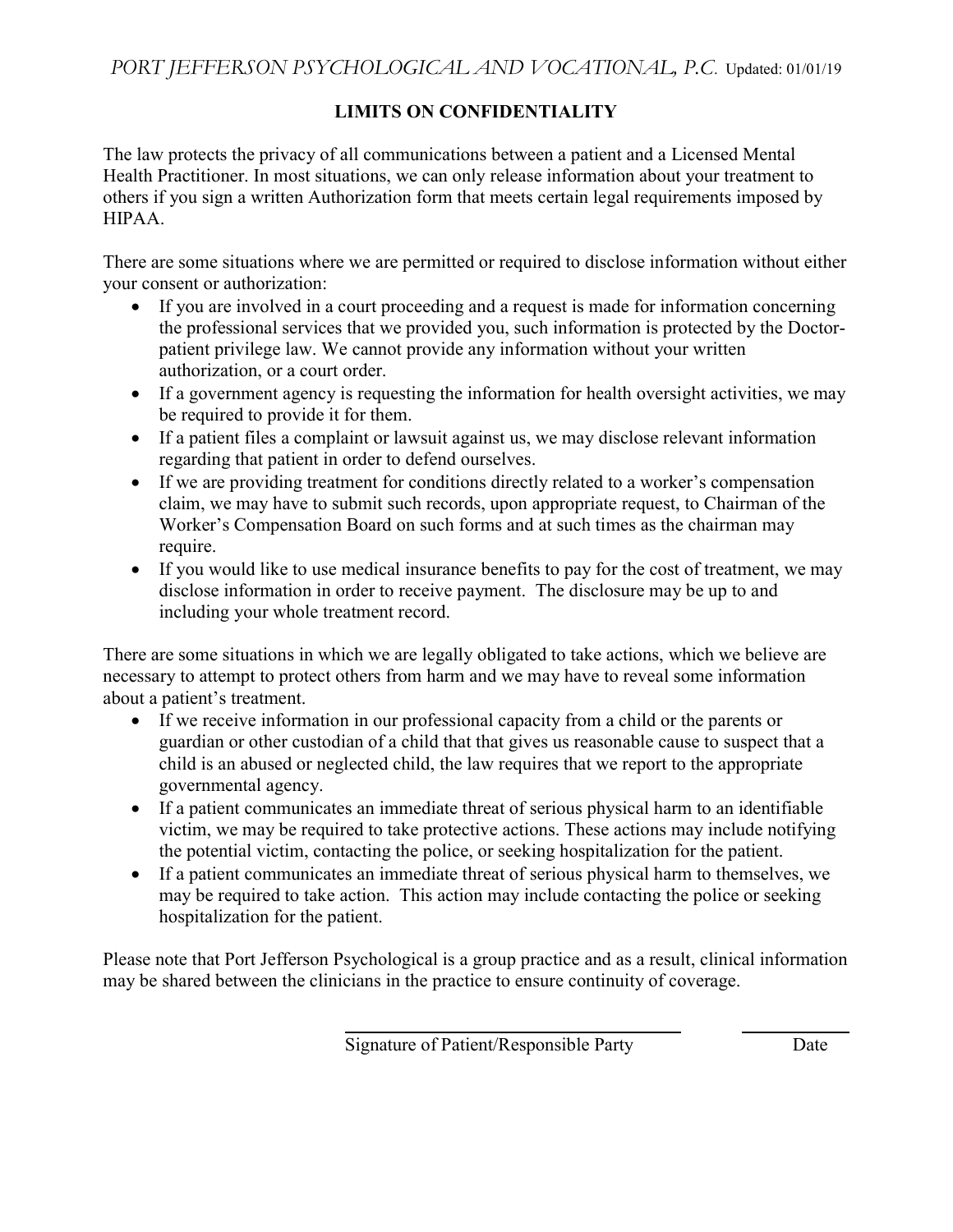*PORT JEFFERSON PSYCHOLOGICAL AND VOCATIONAL, P.C.* Updated: 01/01/19

## LIMITS ON CONFIDENTIALITY

The law protects the privacy of all communications between a patient and a Licensed Mental Health Practitioner. In most situations, we can only release information about your treatment to others if you sign a written Authorization form that meets certain legal requirements imposed by HIPAA.

There are some situations where we are permitted or required to disclose information without either your consent or authorization:

- If you are involved in a court proceeding and a request is made for information concerning the professional services that we provided you, such information is protected by the Doctor-patient privilege law. We cannot provide any information without your written authorization, or a court order.
- If a government agency is requesting the information for health oversight activities, we may be required to provide it for them.
- If a patient files a complaint or lawsuit against us, we may disclose relevant information regarding that patient in order to defend ourselves.
- If we are providing treatment for conditions directly related to a worker's compensation claim, we may have to submit such records, upon appropriate request, to Chairman of the Worker's Compensation Board on such forms and at such times as the chairman may require.
- If you would like to use medical insurance benefits to pay for the cost of treatment, we may disclose information in order to receive payment. The disclosure may be up to and including your whole treatment record.

There are some situations in which we are legally obligated to take actions, which we believe are necessary to attempt to protect others from harm and we may have to reveal some information about a patient's treatment.

- If we receive information in our professional capacity from a child or the parents or guardian or other custodian of a child that that gives us reasonable cause to suspect that a child is an abused or neglected child, the law requires that we report to the appropriate governmental agency.
- If a patient communicates an immediate threat of serious physical harm to an identifiable victim, we may be required to take protective actions. These actions may include notifying the potential victim, contacting the police, or seeking hospitalization for the patient.
- If a patient communicates an immediate threat of serious physical harm to themselves, we may be required to take action. This action may include contacting the police or seeking hospitalization for the patient.

Please note that Port Jefferson Psychological is a group practice and as a result, clinical information may be shared between the clinicians in the practice to ensure continuity of coverage.

\_\_\_\_\_\_\_\_\_\_\_\_\_\_\_\_\_\_\_\_\_\_\_\_\_\_\_\_\_\_\_\_ \_\_\_\_\_\_\_\_\_\_

Signature of Patient/Responsible Party          Date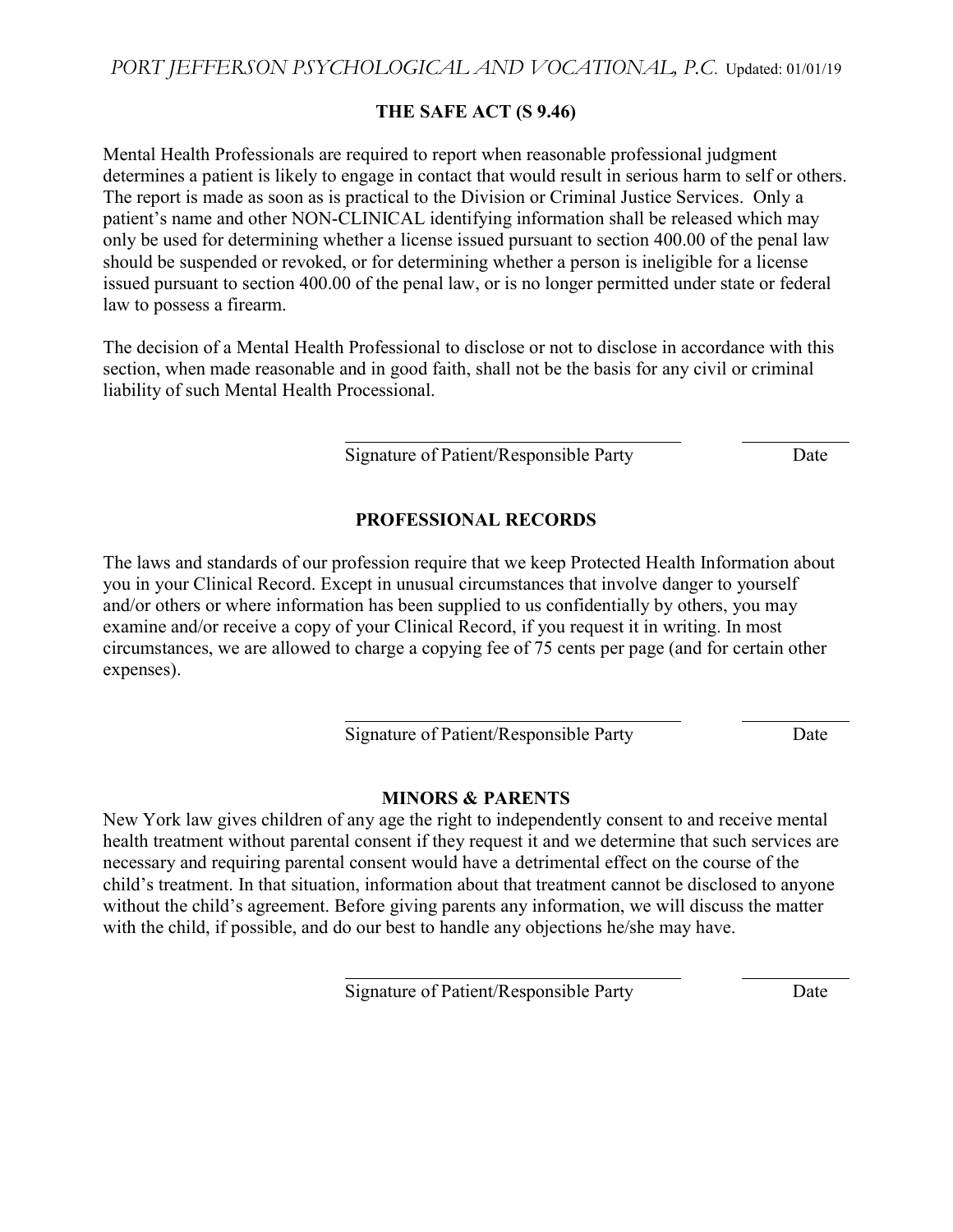## THE SAFE ACT (S 9.46)

Mental Health Professionals are required to report when reasonable professional judgment determines a patient is likely to engage in contact that would result in serious harm to self or others. The report is made as soon as is practical to the Division or Criminal Justice Services. Only a patient's name and other NON-CLINICAL identifying information shall be released which may only be used for determining whether a license issued pursuant to section 400.00 of the penal law should be suspended or revoked, or for determining whether a person is ineligible for a license issued pursuant to section 400.00 of the penal law, or is no longer permitted under state or federal law to possess a firearm.

The decision of a Mental Health Professional to disclose or not to disclose in accordance with this section, when made reasonable and in good faith, shall not be the basis for any civil or criminal liability of such Mental Health Processional.

\_\_\_\_\_\_\_\_\_\_\_\_\_\_\_\_\_\_\_\_\_\_\_\_\_\_\_\_\_\_\_\_\_\_\_\_ \_\_\_\_\_\_\_\_\_\_\_\_

Signature of Patient/Responsible Party Date

## PROFESSIONAL RECORDS

The laws and standards of our profession require that we keep Protected Health Information about you in your Clinical Record. Except in unusual circumstances that involve danger to yourself and/or others or where information has been supplied to us confidentially by others, you may examine and/or receive a copy of your Clinical Record, if you request it in writing. In most circumstances, we are allowed to charge a copying fee of 75 cents per page (and for certain other expenses).

\_\_\_\_\_\_\_\_\_\_\_\_\_\_\_\_\_\_\_\_\_\_\_\_\_\_\_\_\_\_\_\_\_\_\_\_ \_\_\_\_\_\_\_\_\_\_\_\_

Signature of Patient/Responsible Party Date

## MINORS & PARENTS

New York law gives children of any age the right to independently consent to and receive mental health treatment without parental consent if they request it and we determine that such services are necessary and requiring parental consent would have a detrimental effect on the course of the child's treatment. In that situation, information about that treatment cannot be disclosed to anyone without the child's agreement. Before giving parents any information, we will discuss the matter with the child, if possible, and do our best to handle any objections he/she may have.

\_\_\_\_\_\_\_\_\_\_\_\_\_\_\_\_\_\_\_\_\_\_\_\_\_\_\_\_\_\_\_\_\_\_\_\_ \_\_\_\_\_\_\_\_\_\_\_\_

Signature of Patient/Responsible Party Date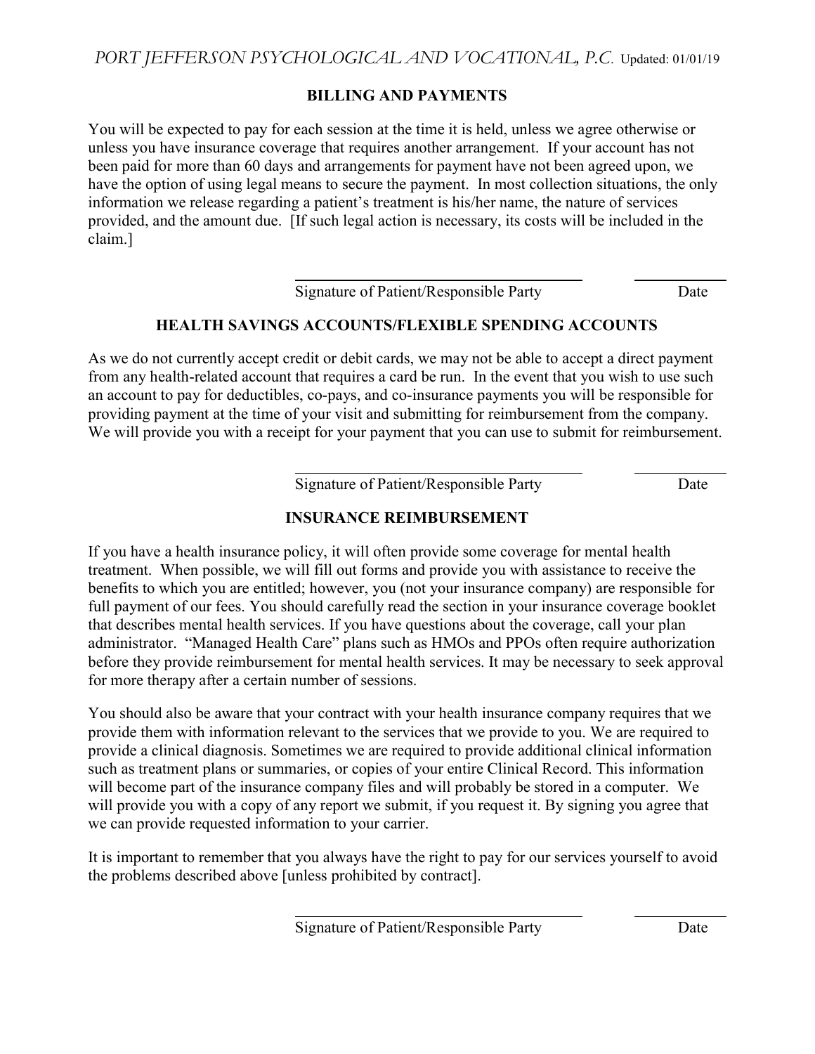## BILLING AND PAYMENTS

You will be expected to pay for each session at the time it is held, unless we agree otherwise or unless you have insurance coverage that requires another arrangement. If your account has not been paid for more than 60 days and arrangements for payment have not been agreed upon, we have the option of using legal means to secure the payment. In most collection situations, the only information we release regarding a patient's treatment is his/her name, the nature of services provided, and the amount due. [If such legal action is necessary, its costs will be included in the claim.]

\_\_\_\_\_\_\_\_\_\_\_\_\_\_\_\_\_\_\_\_\_\_\_\_\_\_\_\_\_\_\_\_\_\_ \_\_\_\_\_\_\_\_\_\_

Signature of Patient/Responsible Party Date

## HEALTH SAVINGS ACCOUNTS/FLEXIBLE SPENDING ACCOUNTS

As we do not currently accept credit or debit cards, we may not be able to accept a direct payment from any health-related account that requires a card be run. In the event that you wish to use such an account to pay for deductibles, co-pays, and co-insurance payments you will be responsible for providing payment at the time of your visit and submitting for reimbursement from the company. We will provide you with a receipt for your payment that you can use to submit for reimbursement.

\_\_\_\_\_\_\_\_\_\_\_\_\_\_\_\_\_\_\_\_\_\_\_\_\_\_\_\_\_\_\_\_\_\_ \_\_\_\_\_\_\_\_\_\_

Signature of Patient/Responsible Party Date

## INSURANCE REIMBURSEMENT

If you have a health insurance policy, it will often provide some coverage for mental health treatment. When possible, we will fill out forms and provide you with assistance to receive the benefits to which you are entitled; however, you (not your insurance company) are responsible for full payment of our fees. You should carefully read the section in your insurance coverage booklet that describes mental health services. If you have questions about the coverage, call your plan administrator. "Managed Health Care" plans such as HMOs and PPOs often require authorization before they provide reimbursement for mental health services. It may be necessary to seek approval for more therapy after a certain number of sessions.

You should also be aware that your contract with your health insurance company requires that we provide them with information relevant to the services that we provide to you. We are required to provide a clinical diagnosis. Sometimes we are required to provide additional clinical information such as treatment plans or summaries, or copies of your entire Clinical Record. This information will become part of the insurance company files and will probably be stored in a computer. We will provide you with a copy of any report we submit, if you request it. By signing you agree that we can provide requested information to your carrier.

It is important to remember that you always have the right to pay for our services yourself to avoid the problems described above [unless prohibited by contract].

\_\_\_\_\_\_\_\_\_\_\_\_\_\_\_\_\_\_\_\_\_\_\_\_\_\_\_\_\_\_\_\_\_\_ \_\_\_\_\_\_\_\_\_\_

Signature of Patient/Responsible Party Date